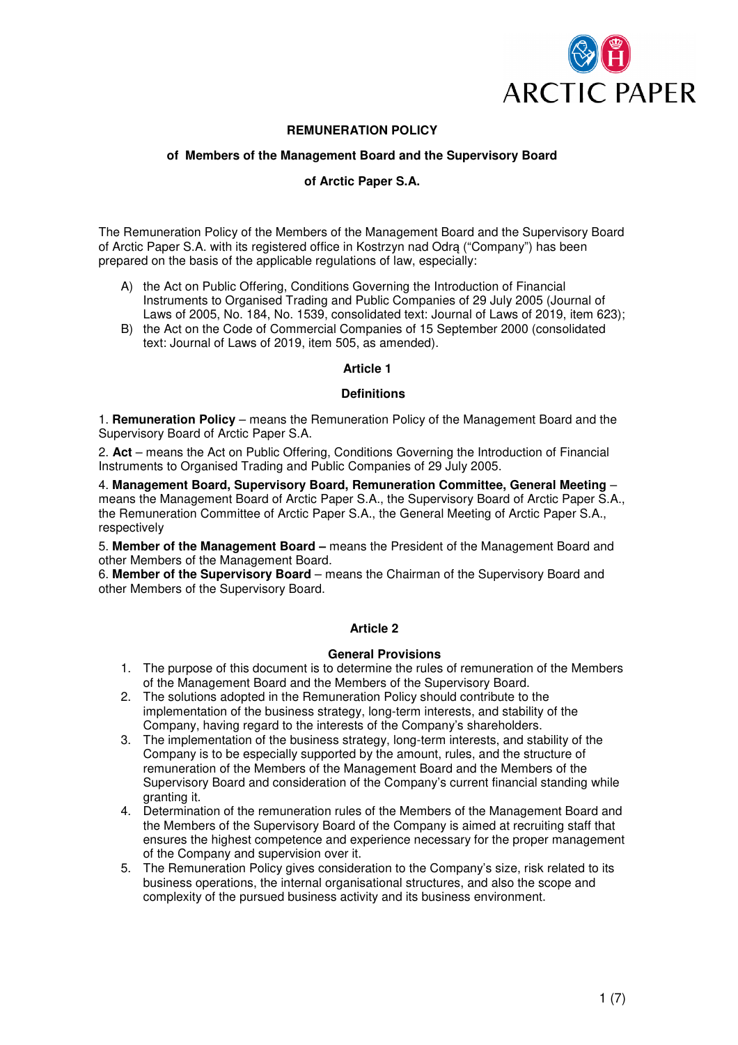# REMUNERATION POLICY

## of Members of the Management Board and the Supervisory Board

## of Arctic Paper S.A.

The Remuneration Policy of the Members of the Management Board and the Supervisory Board of Arctic Paper S.A. with its registered office in Kostrzyn nad Odrą ("Company") has been prepared on the basis of the applicable regulations of law, especially:

A) the Act on Public Offering, Conditions Governing the Introduction of Financial Instruments to Organised Trading and Public Companies of 29 July 2005 (Journal of Laws of 2005, No. 184, No. 1539, consolidated text: Journal of Laws of 2019, item 623);

B) the Act on the Code of Commercial Companies of 15 September 2000 (consolidated text: Journal of Laws of 2019, item 505, as amended).

### Article 1

### Definitions

1. **Remuneration Policy** – means the Remuneration Policy of the Management Board and the Supervisory Board of Arctic Paper S.A.

2. **Act** – means the Act on Public Offering, Conditions Governing the Introduction of Financial Instruments to Organised Trading and Public Companies of 29 July 2005.

4. **Management Board, Supervisory Board, Remuneration Committee, General Meeting** – means the Management Board of Arctic Paper S.A., the Supervisory Board of Arctic Paper S.A., the Remuneration Committee of Arctic Paper S.A., the General Meeting of Arctic Paper S.A., respectively

5. **Member of the Management Board –** means the President of the Management Board and other Members of the Management Board.

6. **Member of the Supervisory Board** – means the Chairman of the Supervisory Board and other Members of the Supervisory Board.

### Article 2

### General Provisions

1. The purpose of this document is to determine the rules of remuneration of the Members of the Management Board and the Members of the Supervisory Board.
2. The solutions adopted in the Remuneration Policy should contribute to the implementation of the business strategy, long-term interests, and stability of the Company, having regard to the interests of the Company's shareholders.
3. The implementation of the business strategy, long-term interests, and stability of the Company is to be especially supported by the amount, rules, and the structure of remuneration of the Members of the Management Board and the Members of the Supervisory Board and consideration of the Company's current financial standing while granting it.
4. Determination of the remuneration rules of the Members of the Management Board and the Members of the Supervisory Board of the Company is aimed at recruiting staff that ensures the highest competence and experience necessary for the proper management of the Company and supervision over it.
5. The Remuneration Policy gives consideration to the Company's size, risk related to its business operations, the internal organisational structures, and also the scope and complexity of the pursued business activity and its business environment.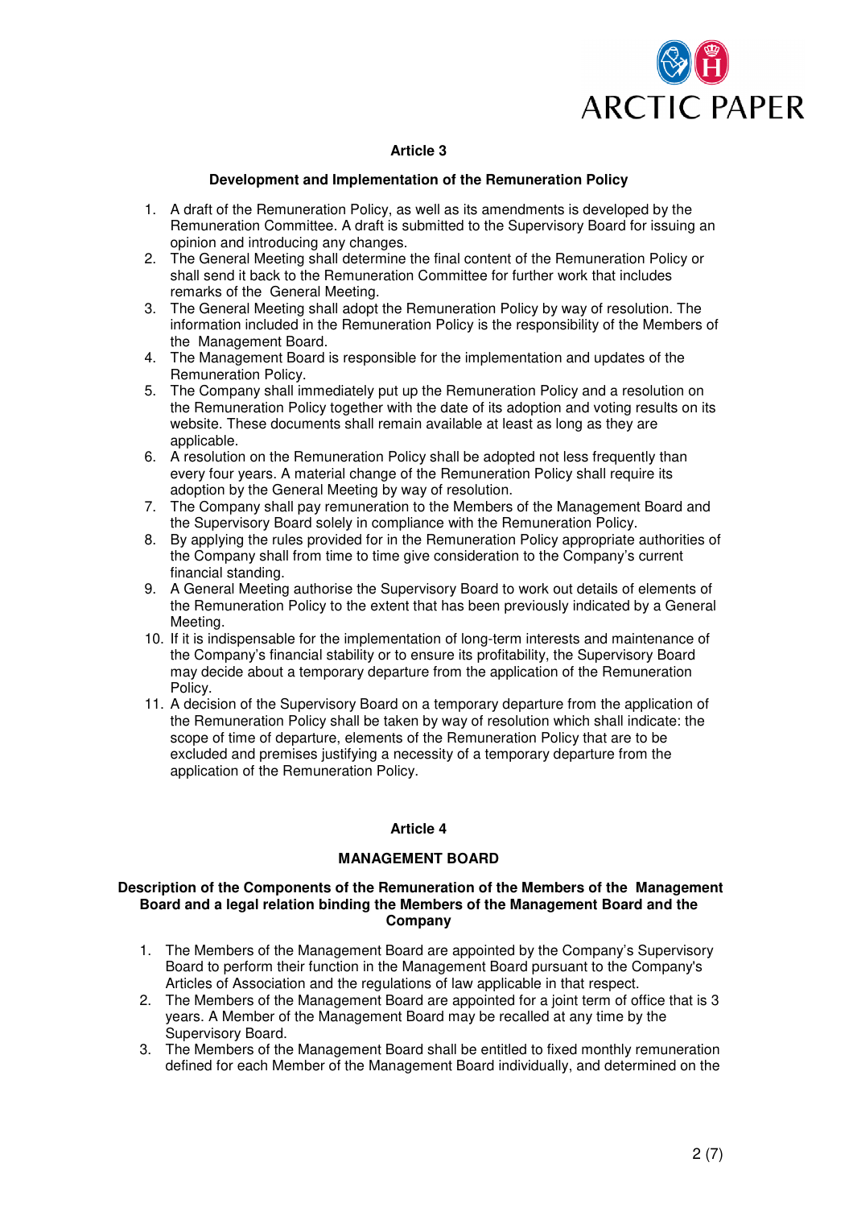## Article 3

### Development and Implementation of the Remuneration Policy

1. A draft of the Remuneration Policy, as well as its amendments is developed by the Remuneration Committee. A draft is submitted to the Supervisory Board for issuing an opinion and introducing any changes.
2. The General Meeting shall determine the final content of the Remuneration Policy or shall send it back to the Remuneration Committee for further work that includes remarks of the General Meeting.
3. The General Meeting shall adopt the Remuneration Policy by way of resolution. The information included in the Remuneration Policy is the responsibility of the Members of the Management Board.
4. The Management Board is responsible for the implementation and updates of the Remuneration Policy.
5. The Company shall immediately put up the Remuneration Policy and a resolution on the Remuneration Policy together with the date of its adoption and voting results on its website. These documents shall remain available at least as long as they are applicable.
6. A resolution on the Remuneration Policy shall be adopted not less frequently than every four years. A material change of the Remuneration Policy shall require its adoption by the General Meeting by way of resolution.
7. The Company shall pay remuneration to the Members of the Management Board and the Supervisory Board solely in compliance with the Remuneration Policy.
8. By applying the rules provided for in the Remuneration Policy appropriate authorities of the Company shall from time to time give consideration to the Company's current financial standing.
9. A General Meeting authorise the Supervisory Board to work out details of elements of the Remuneration Policy to the extent that has been previously indicated by a General Meeting.
10. If it is indispensable for the implementation of long-term interests and maintenance of the Company's financial stability or to ensure its profitability, the Supervisory Board may decide about a temporary departure from the application of the Remuneration Policy.
11. A decision of the Supervisory Board on a temporary departure from the application of the Remuneration Policy shall be taken by way of resolution which shall indicate: the scope of time of departure, elements of the Remuneration Policy that are to be excluded and premises justifying a necessity of a temporary departure from the application of the Remuneration Policy.

## Article 4

### MANAGEMENT BOARD

**Description of the Components of the Remuneration of the Members of the Management Board and a legal relation binding the Members of the Management Board and the Company**

1. The Members of the Management Board are appointed by the Company's Supervisory Board to perform their function in the Management Board pursuant to the Company's Articles of Association and the regulations of law applicable in that respect.
2. The Members of the Management Board are appointed for a joint term of office that is 3 years. A Member of the Management Board may be recalled at any time by the Supervisory Board.
3. The Members of the Management Board shall be entitled to fixed monthly remuneration defined for each Member of the Management Board individually, and determined on the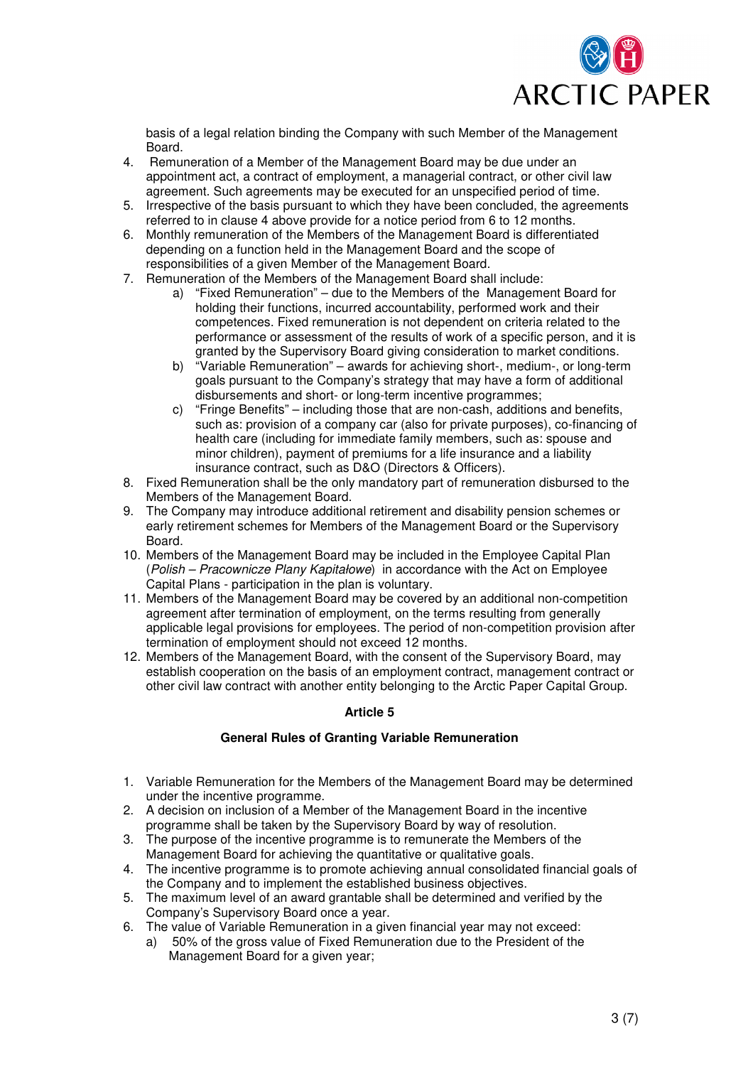basis of a legal relation binding the Company with such Member of the Management Board.

4. Remuneration of a Member of the Management Board may be due under an appointment act, a contract of employment, a managerial contract, or other civil law agreement. Such agreements may be executed for an unspecified period of time.
5. Irrespective of the basis pursuant to which they have been concluded, the agreements referred to in clause 4 above provide for a notice period from 6 to 12 months.
6. Monthly remuneration of the Members of the Management Board is differentiated depending on a function held in the Management Board and the scope of responsibilities of a given Member of the Management Board.
7. Remuneration of the Members of the Management Board shall include:
   a) "Fixed Remuneration" – due to the Members of the Management Board for holding their functions, incurred accountability, performed work and their competences. Fixed remuneration is not dependent on criteria related to the performance or assessment of the results of work of a specific person, and it is granted by the Supervisory Board giving consideration to market conditions.
   b) "Variable Remuneration" – awards for achieving short-, medium-, or long-term goals pursuant to the Company's strategy that may have a form of additional disbursements and short- or long-term incentive programmes;
   c) "Fringe Benefits" – including those that are non-cash, additions and benefits, such as: provision of a company car (also for private purposes), co-financing of health care (including for immediate family members, such as: spouse and minor children), payment of premiums for a life insurance and a liability insurance contract, such as D&O (Directors & Officers).
8. Fixed Remuneration shall be the only mandatory part of remuneration disbursed to the Members of the Management Board.
9. The Company may introduce additional retirement and disability pension schemes or early retirement schemes for Members of the Management Board or the Supervisory Board.
10. Members of the Management Board may be included in the Employee Capital Plan (*Polish – Pracownicze Plany Kapitałowe*) in accordance with the Act on Employee Capital Plans - participation in the plan is voluntary.
11. Members of the Management Board may be covered by an additional non-competition agreement after termination of employment, on the terms resulting from generally applicable legal provisions for employees. The period of non-competition provision after termination of employment should not exceed 12 months.
12. Members of the Management Board, with the consent of the Supervisory Board, may establish cooperation on the basis of an employment contract, management contract or other civil law contract with another entity belonging to the Arctic Paper Capital Group.

**Article 5**

**General Rules of Granting Variable Remuneration**

1. Variable Remuneration for the Members of the Management Board may be determined under the incentive programme.
2. A decision on inclusion of a Member of the Management Board in the incentive programme shall be taken by the Supervisory Board by way of resolution.
3. The purpose of the incentive programme is to remunerate the Members of the Management Board for achieving the quantitative or qualitative goals.
4. The incentive programme is to promote achieving annual consolidated financial goals of the Company and to implement the established business objectives.
5. The maximum level of an award grantable shall be determined and verified by the Company's Supervisory Board once a year.
6. The value of Variable Remuneration in a given financial year may not exceed:
   a) 50% of the gross value of Fixed Remuneration due to the President of the Management Board for a given year;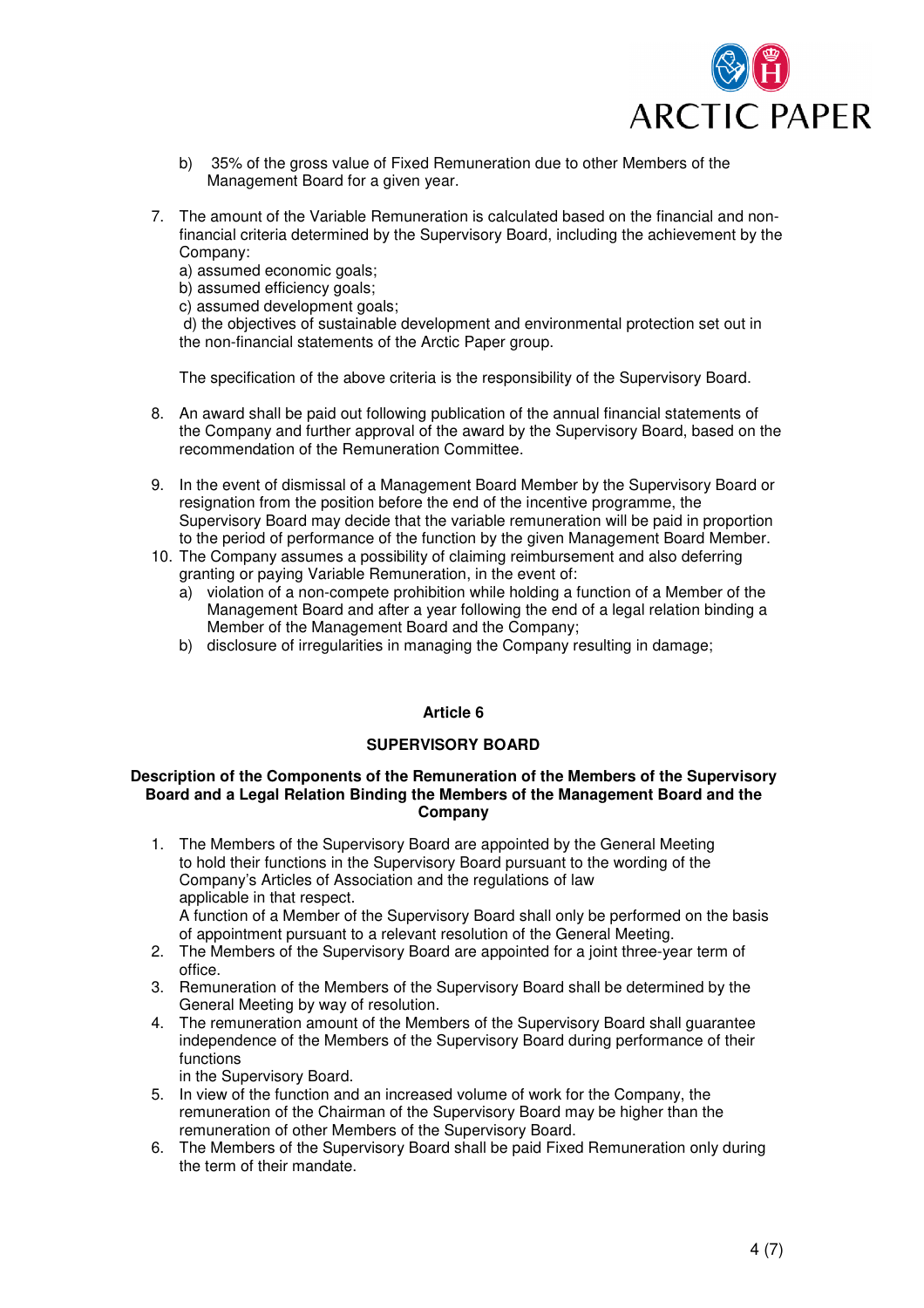b) 35% of the gross value of Fixed Remuneration due to other Members of the Management Board for a given year.

7. The amount of the Variable Remuneration is calculated based on the financial and non-financial criteria determined by the Supervisory Board, including the achievement by the Company:
   a) assumed economic goals;
   b) assumed efficiency goals;
   c) assumed development goals;
   d) the objectives of sustainable development and environmental protection set out in the non-financial statements of the Arctic Paper group.

   The specification of the above criteria is the responsibility of the Supervisory Board.

8. An award shall be paid out following publication of the annual financial statements of the Company and further approval of the award by the Supervisory Board, based on the recommendation of the Remuneration Committee.

9. In the event of dismissal of a Management Board Member by the Supervisory Board or resignation from the position before the end of the incentive programme, the Supervisory Board may decide that the variable remuneration will be paid in proportion to the period of performance of the function by the given Management Board Member.
10. The Company assumes a possibility of claiming reimbursement and also deferring granting or paying Variable Remuneration, in the event of:
    a) violation of a non-compete prohibition while holding a function of a Member of the Management Board and after a year following the end of a legal relation binding a Member of the Management Board and the Company;
    b) disclosure of irregularities in managing the Company resulting in damage;

## Article 6

## SUPERVISORY BOARD

### Description of the Components of the Remuneration of the Members of the Supervisory Board and a Legal Relation Binding the Members of the Management Board and the Company

1. The Members of the Supervisory Board are appointed by the General Meeting to hold their functions in the Supervisory Board pursuant to the wording of the Company's Articles of Association and the regulations of law applicable in that respect.
   A function of a Member of the Supervisory Board shall only be performed on the basis of appointment pursuant to a relevant resolution of the General Meeting.
2. The Members of the Supervisory Board are appointed for a joint three-year term of office.
3. Remuneration of the Members of the Supervisory Board shall be determined by the General Meeting by way of resolution.
4. The remuneration amount of the Members of the Supervisory Board shall guarantee independence of the Members of the Supervisory Board during performance of their functions in the Supervisory Board.
5. In view of the function and an increased volume of work for the Company, the remuneration of the Chairman of the Supervisory Board may be higher than the remuneration of other Members of the Supervisory Board.
6. The Members of the Supervisory Board shall be paid Fixed Remuneration only during the term of their mandate.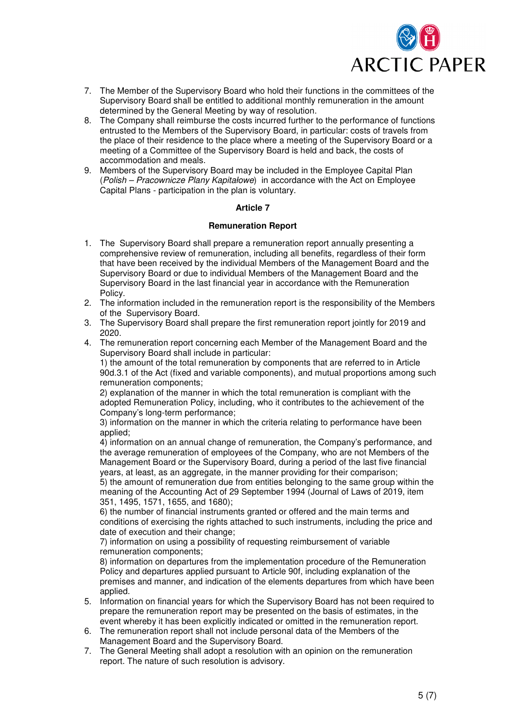7. The Member of the Supervisory Board who hold their functions in the committees of the Supervisory Board shall be entitled to additional monthly remuneration in the amount determined by the General Meeting by way of resolution.
8. The Company shall reimburse the costs incurred further to the performance of functions entrusted to the Members of the Supervisory Board, in particular: costs of travels from the place of their residence to the place where a meeting of the Supervisory Board or a meeting of a Committee of the Supervisory Board is held and back, the costs of accommodation and meals.
9. Members of the Supervisory Board may be included in the Employee Capital Plan (*Polish – Pracownicze Plany Kapitałowe*) in accordance with the Act on Employee Capital Plans - participation in the plan is voluntary.

**Article 7**

**Remuneration Report**

1. The Supervisory Board shall prepare a remuneration report annually presenting a comprehensive review of remuneration, including all benefits, regardless of their form that have been received by the individual Members of the Management Board and the Supervisory Board or due to individual Members of the Management Board and the Supervisory Board in the last financial year in accordance with the Remuneration Policy.
2. The information included in the remuneration report is the responsibility of the Members of the Supervisory Board.
3. The Supervisory Board shall prepare the first remuneration report jointly for 2019 and 2020.
4. The remuneration report concerning each Member of the Management Board and the Supervisory Board shall include in particular:
   1) the amount of the total remuneration by components that are referred to in Article 90d.3.1 of the Act (fixed and variable components), and mutual proportions among such remuneration components;
   2) explanation of the manner in which the total remuneration is compliant with the adopted Remuneration Policy, including, who it contributes to the achievement of the Company's long-term performance;
   3) information on the manner in which the criteria relating to performance have been applied;
   4) information on an annual change of remuneration, the Company's performance, and the average remuneration of employees of the Company, who are not Members of the Management Board or the Supervisory Board, during a period of the last five financial years, at least, as an aggregate, in the manner providing for their comparison;
   5) the amount of remuneration due from entities belonging to the same group within the meaning of the Accounting Act of 29 September 1994 (Journal of Laws of 2019, item 351, 1495, 1571, 1655, and 1680);
   6) the number of financial instruments granted or offered and the main terms and conditions of exercising the rights attached to such instruments, including the price and date of execution and their change;
   7) information on using a possibility of requesting reimbursement of variable remuneration components;
   8) information on departures from the implementation procedure of the Remuneration Policy and departures applied pursuant to Article 90f, including explanation of the premises and manner, and indication of the elements departures from which have been applied.
5. Information on financial years for which the Supervisory Board has not been required to prepare the remuneration report may be presented on the basis of estimates, in the event whereby it has been explicitly indicated or omitted in the remuneration report.
6. The remuneration report shall not include personal data of the Members of the Management Board and the Supervisory Board.
7. The General Meeting shall adopt a resolution with an opinion on the remuneration report. The nature of such resolution is advisory.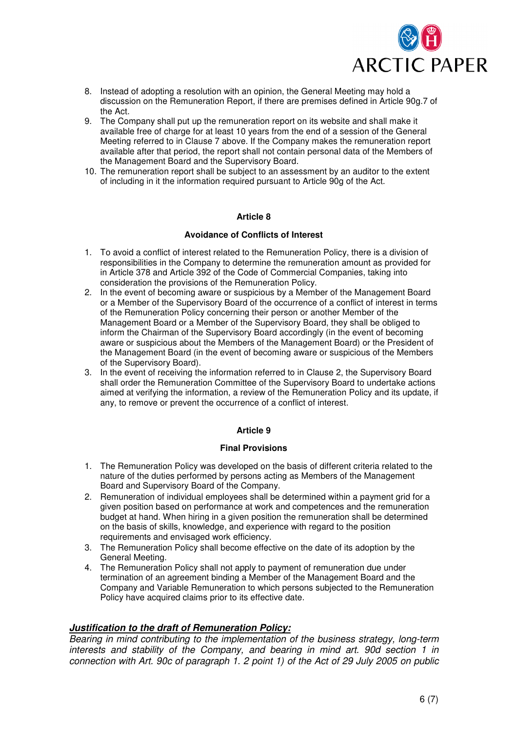8. Instead of adopting a resolution with an opinion, the General Meeting may hold a discussion on the Remuneration Report, if there are premises defined in Article 90g.7 of the Act.
9. The Company shall put up the remuneration report on its website and shall make it available free of charge for at least 10 years from the end of a session of the General Meeting referred to in Clause 7 above. If the Company makes the remuneration report available after that period, the report shall not contain personal data of the Members of the Management Board and the Supervisory Board.
10. The remuneration report shall be subject to an assessment by an auditor to the extent of including in it the information required pursuant to Article 90g of the Act.

### Article 8

### Avoidance of Conflicts of Interest

1. To avoid a conflict of interest related to the Remuneration Policy, there is a division of responsibilities in the Company to determine the remuneration amount as provided for in Article 378 and Article 392 of the Code of Commercial Companies, taking into consideration the provisions of the Remuneration Policy.
2. In the event of becoming aware or suspicious by a Member of the Management Board or a Member of the Supervisory Board of the occurrence of a conflict of interest in terms of the Remuneration Policy concerning their person or another Member of the Management Board or a Member of the Supervisory Board, they shall be obliged to inform the Chairman of the Supervisory Board accordingly (in the event of becoming aware or suspicious about the Members of the Management Board) or the President of the Management Board (in the event of becoming aware or suspicious of the Members of the Supervisory Board).
3. In the event of receiving the information referred to in Clause 2, the Supervisory Board shall order the Remuneration Committee of the Supervisory Board to undertake actions aimed at verifying the information, a review of the Remuneration Policy and its update, if any, to remove or prevent the occurrence of a conflict of interest.

### Article 9

### Final Provisions

1. The Remuneration Policy was developed on the basis of different criteria related to the nature of the duties performed by persons acting as Members of the Management Board and Supervisory Board of the Company.
2. Remuneration of individual employees shall be determined within a payment grid for a given position based on performance at work and competences and the remuneration budget at hand. When hiring in a given position the remuneration shall be determined on the basis of skills, knowledge, and experience with regard to the position requirements and envisaged work efficiency.
3. The Remuneration Policy shall become effective on the date of its adoption by the General Meeting.
4. The Remuneration Policy shall not apply to payment of remuneration due under termination of an agreement binding a Member of the Management Board and the Company and Variable Remuneration to which persons subjected to the Remuneration Policy have acquired claims prior to its effective date.

***Justification to the draft of Remuneration Policy:***

*Bearing in mind contributing to the implementation of the business strategy, long-term interests and stability of the Company, and bearing in mind art. 90d section 1 in connection with Art. 90c of paragraph 1. 2 point 1) of the Act of 29 July 2005 on public*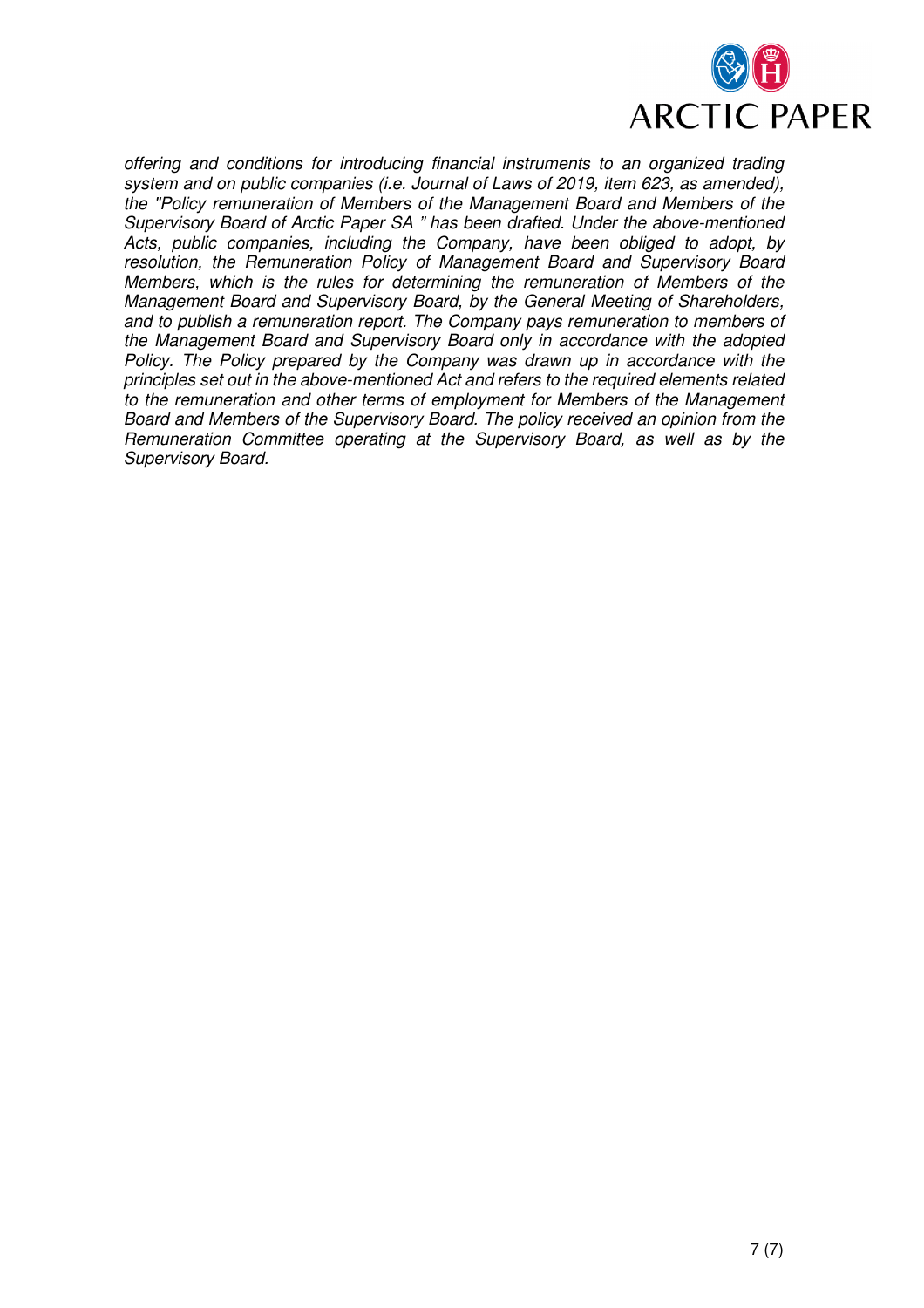*offering and conditions for introducing financial instruments to an organized trading system and on public companies (i.e. Journal of Laws of 2019, item 623, as amended), the "Policy remuneration of Members of the Management Board and Members of the Supervisory Board of Arctic Paper SA " has been drafted. Under the above-mentioned Acts, public companies, including the Company, have been obliged to adopt, by resolution, the Remuneration Policy of Management Board and Supervisory Board Members, which is the rules for determining the remuneration of Members of the Management Board and Supervisory Board, by the General Meeting of Shareholders, and to publish a remuneration report. The Company pays remuneration to members of the Management Board and Supervisory Board only in accordance with the adopted Policy. The Policy prepared by the Company was drawn up in accordance with the principles set out in the above-mentioned Act and refers to the required elements related to the remuneration and other terms of employment for Members of the Management Board and Members of the Supervisory Board. The policy received an opinion from the Remuneration Committee operating at the Supervisory Board, as well as by the Supervisory Board.*